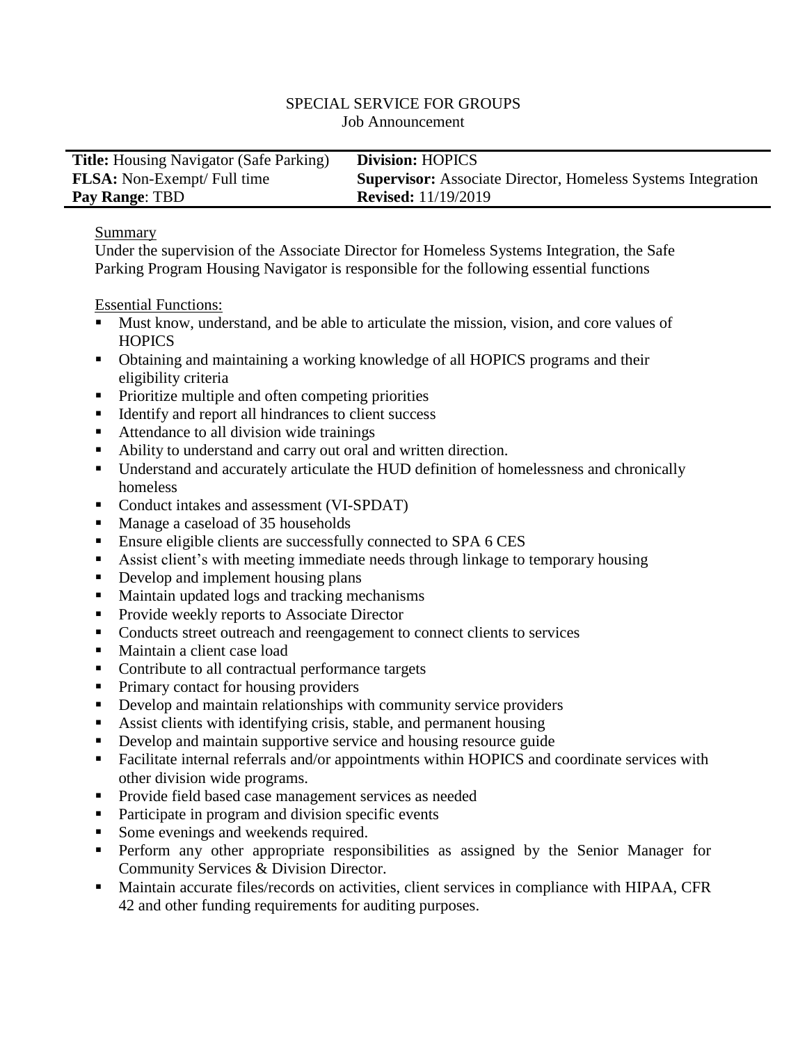SPECIAL SERVICE FOR GROUPS
Job Announcement

| **Title:** Housing Navigator (Safe Parking) | **Division:** HOPICS |
| --- | --- |
| **FLSA:** Non-Exempt/ Full time | **Supervisor:** Associate Director, Homeless Systems Integration |
| **Pay Range**: TBD | **Revised:** 11/19/2019 |

Summary

Under the supervision of the Associate Director for Homeless Systems Integration, the Safe Parking Program Housing Navigator is responsible for the following essential functions

Essential Functions:

- Must know, understand, and be able to articulate the mission, vision, and core values of HOPICS
- Obtaining and maintaining a working knowledge of all HOPICS programs and their eligibility criteria
- Prioritize multiple and often competing priorities
- Identify and report all hindrances to client success
- Attendance to all division wide trainings
- Ability to understand and carry out oral and written direction.
- Understand and accurately articulate the HUD definition of homelessness and chronically homeless
- Conduct intakes and assessment (VI-SPDAT)
- Manage a caseload of 35 households
- Ensure eligible clients are successfully connected to SPA 6 CES
- Assist client's with meeting immediate needs through linkage to temporary housing
- Develop and implement housing plans
- Maintain updated logs and tracking mechanisms
- Provide weekly reports to Associate Director
- Conducts street outreach and reengagement to connect clients to services
- Maintain a client case load
- Contribute to all contractual performance targets
- Primary contact for housing providers
- Develop and maintain relationships with community service providers
- Assist clients with identifying crisis, stable, and permanent housing
- Develop and maintain supportive service and housing resource guide
- Facilitate internal referrals and/or appointments within HOPICS and coordinate services with other division wide programs.
- Provide field based case management services as needed
- Participate in program and division specific events
- Some evenings and weekends required.
- Perform any other appropriate responsibilities as assigned by the Senior Manager for Community Services & Division Director.
- Maintain accurate files/records on activities, client services in compliance with HIPAA, CFR 42 and other funding requirements for auditing purposes.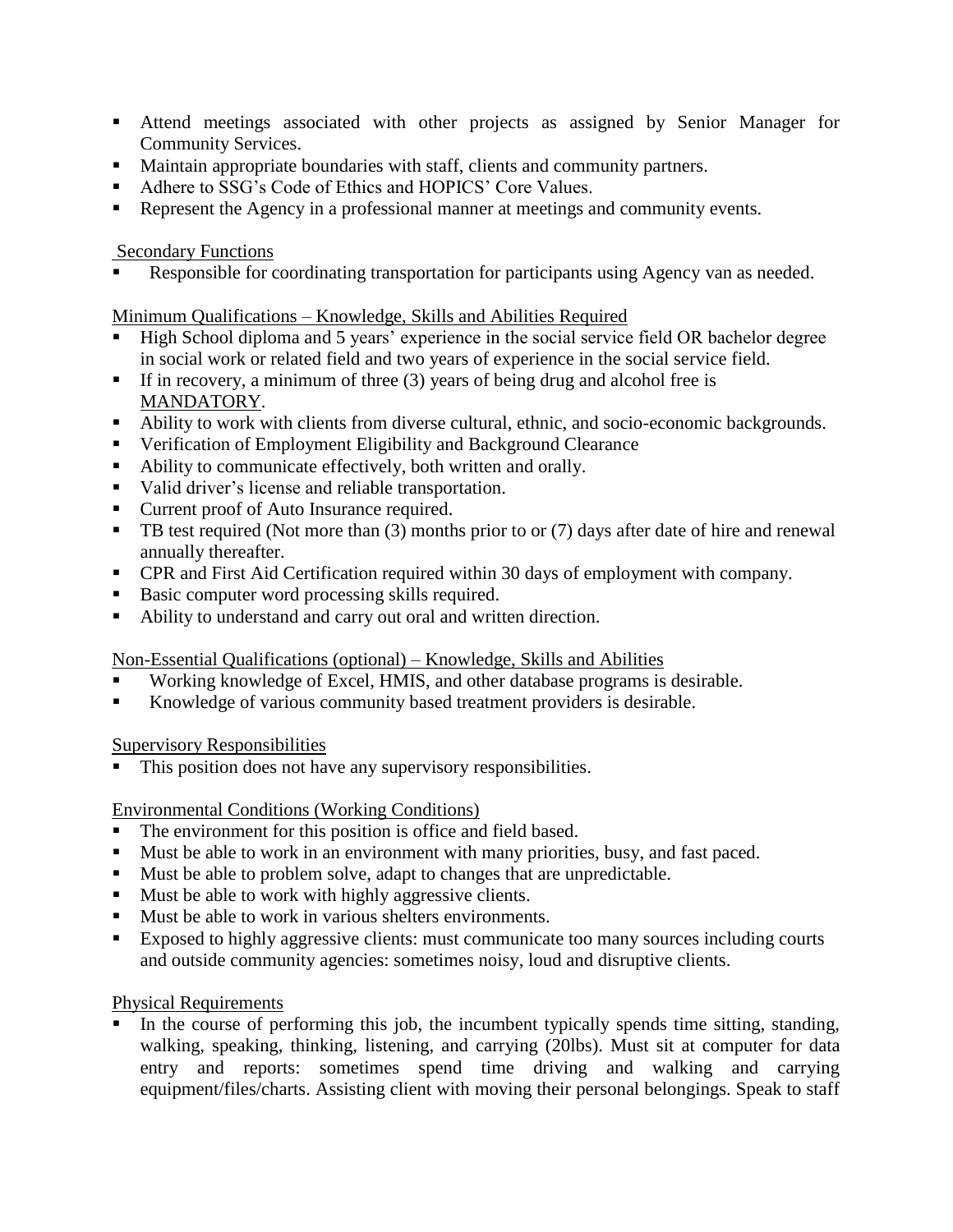- Attend meetings associated with other projects as assigned by Senior Manager for Community Services.
- Maintain appropriate boundaries with staff, clients and community partners.
- Adhere to SSG's Code of Ethics and HOPICS' Core Values.
- Represent the Agency in a professional manner at meetings and community events.

Secondary Functions

- Responsible for coordinating transportation for participants using Agency van as needed.

Minimum Qualifications – Knowledge, Skills and Abilities Required

- High School diploma and 5 years' experience in the social service field OR bachelor degree in social work or related field and two years of experience in the social service field.
- If in recovery, a minimum of three (3) years of being drug and alcohol free is MANDATORY.
- Ability to work with clients from diverse cultural, ethnic, and socio-economic backgrounds.
- Verification of Employment Eligibility and Background Clearance
- Ability to communicate effectively, both written and orally.
- Valid driver's license and reliable transportation.
- Current proof of Auto Insurance required.
- TB test required (Not more than (3) months prior to or (7) days after date of hire and renewal annually thereafter.
- CPR and First Aid Certification required within 30 days of employment with company.
- Basic computer word processing skills required.
- Ability to understand and carry out oral and written direction.

Non-Essential Qualifications (optional) – Knowledge, Skills and Abilities

- Working knowledge of Excel, HMIS, and other database programs is desirable.
- Knowledge of various community based treatment providers is desirable.

Supervisory Responsibilities

- This position does not have any supervisory responsibilities.

Environmental Conditions (Working Conditions)

- The environment for this position is office and field based.
- Must be able to work in an environment with many priorities, busy, and fast paced.
- Must be able to problem solve, adapt to changes that are unpredictable.
- Must be able to work with highly aggressive clients.
- Must be able to work in various shelters environments.
- Exposed to highly aggressive clients: must communicate too many sources including courts and outside community agencies: sometimes noisy, loud and disruptive clients.

Physical Requirements

- In the course of performing this job, the incumbent typically spends time sitting, standing, walking, speaking, thinking, listening, and carrying (20lbs). Must sit at computer for data entry and reports: sometimes spend time driving and walking and carrying equipment/files/charts. Assisting client with moving their personal belongings. Speak to staff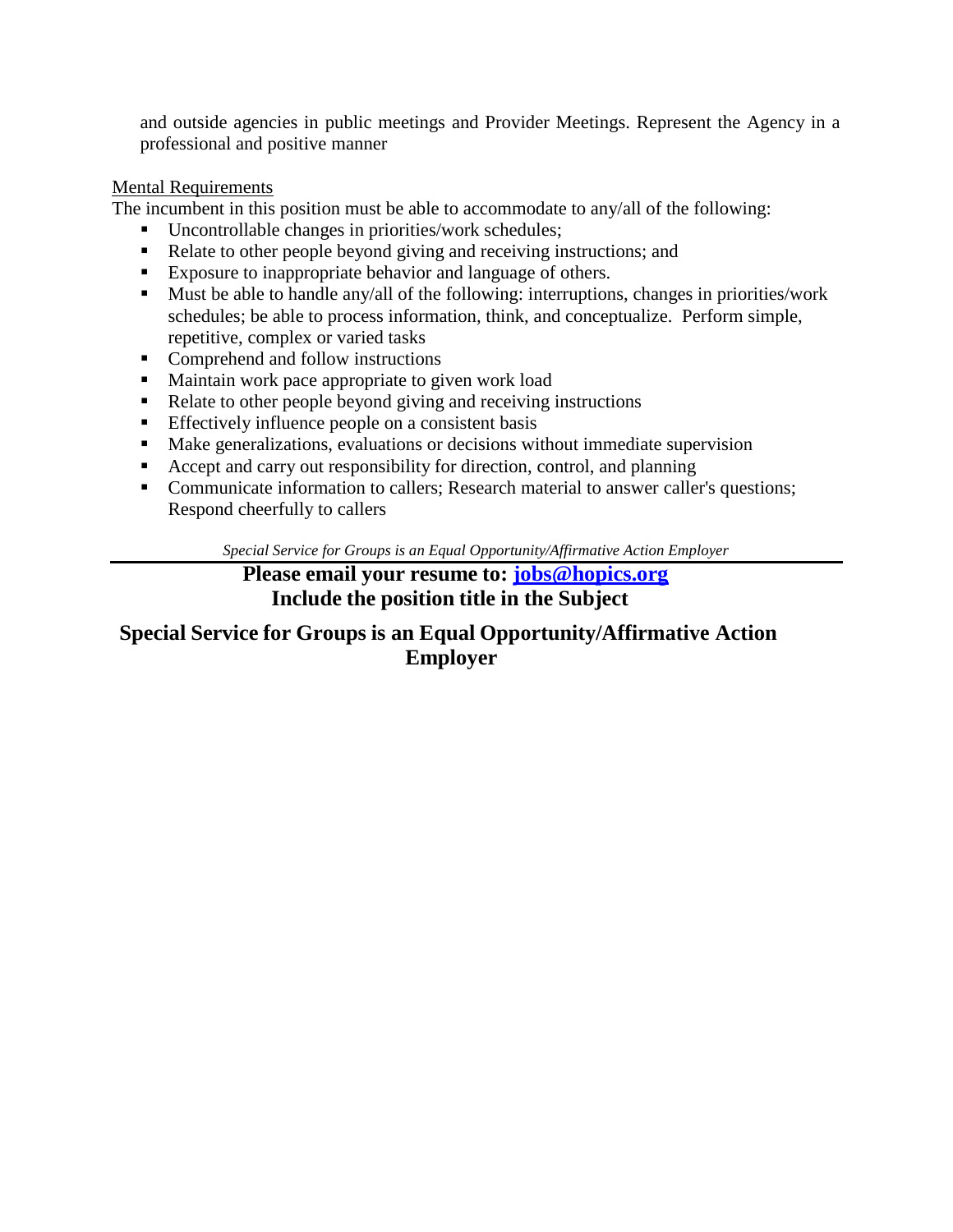and outside agencies in public meetings and Provider Meetings. Represent the Agency in a professional and positive manner

Mental Requirements

The incumbent in this position must be able to accommodate to any/all of the following:

- Uncontrollable changes in priorities/work schedules;
- Relate to other people beyond giving and receiving instructions; and
- Exposure to inappropriate behavior and language of others.
- Must be able to handle any/all of the following: interruptions, changes in priorities/work schedules; be able to process information, think, and conceptualize. Perform simple, repetitive, complex or varied tasks
- Comprehend and follow instructions
- Maintain work pace appropriate to given work load
- Relate to other people beyond giving and receiving instructions
- Effectively influence people on a consistent basis
- Make generalizations, evaluations or decisions without immediate supervision
- Accept and carry out responsibility for direction, control, and planning
- Communicate information to callers; Research material to answer caller's questions; Respond cheerfully to callers

*Special Service for Groups is an Equal Opportunity/Affirmative Action Employer*

---

**Please email your resume to: [jobs@hopics.org](mailto:jobs@hopics.org)**
**Include the position title in the Subject**

**Special Service for Groups is an Equal Opportunity/Affirmative Action Employer**